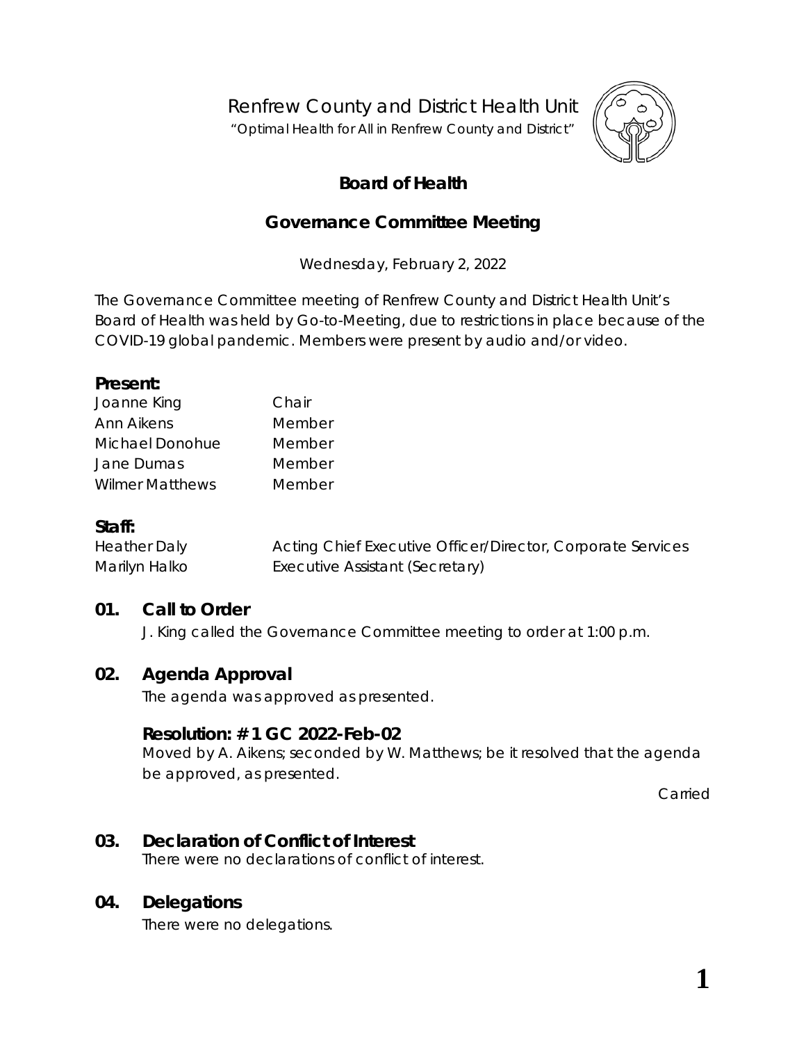Renfrew County and District Health Unit

*"Optimal Health for All in Renfrew County and District"*

## Board of Health

## Governance Committee Meeting

Wednesday, February 2, 2022

The Governance Committee meeting of Renfrew County and District Health Unit's Board of Health was held by Go-to-Meeting, due to restrictions in place because of the COVID-19 global pandemic. Members were present by audio and/or video.

**Present:**

| | |
|---|---|
| Joanne King | Chair |
| Ann Aikens | Member |
| Michael Donohue | Member |
| Jane Dumas | Member |
| Wilmer Matthews | Member |

**Staff:**

| | |
|---|---|
| Heather Daly | Acting Chief Executive Officer/Director, Corporate Services |
| Marilyn Halko | Executive Assistant (Secretary) |

### 01. Call to Order

J. King called the Governance Committee meeting to order at 1:00 p.m.

### 02. Agenda Approval

The agenda was approved as presented.

**Resolution: # 1 GC 2022-Feb-02**

Moved by A. Aikens; seconded by W. Matthews; be it resolved that the agenda be approved, as presented.

Carried

### 03. Declaration of Conflict of Interest

There were no declarations of conflict of interest.

### 04. Delegations

There were no delegations.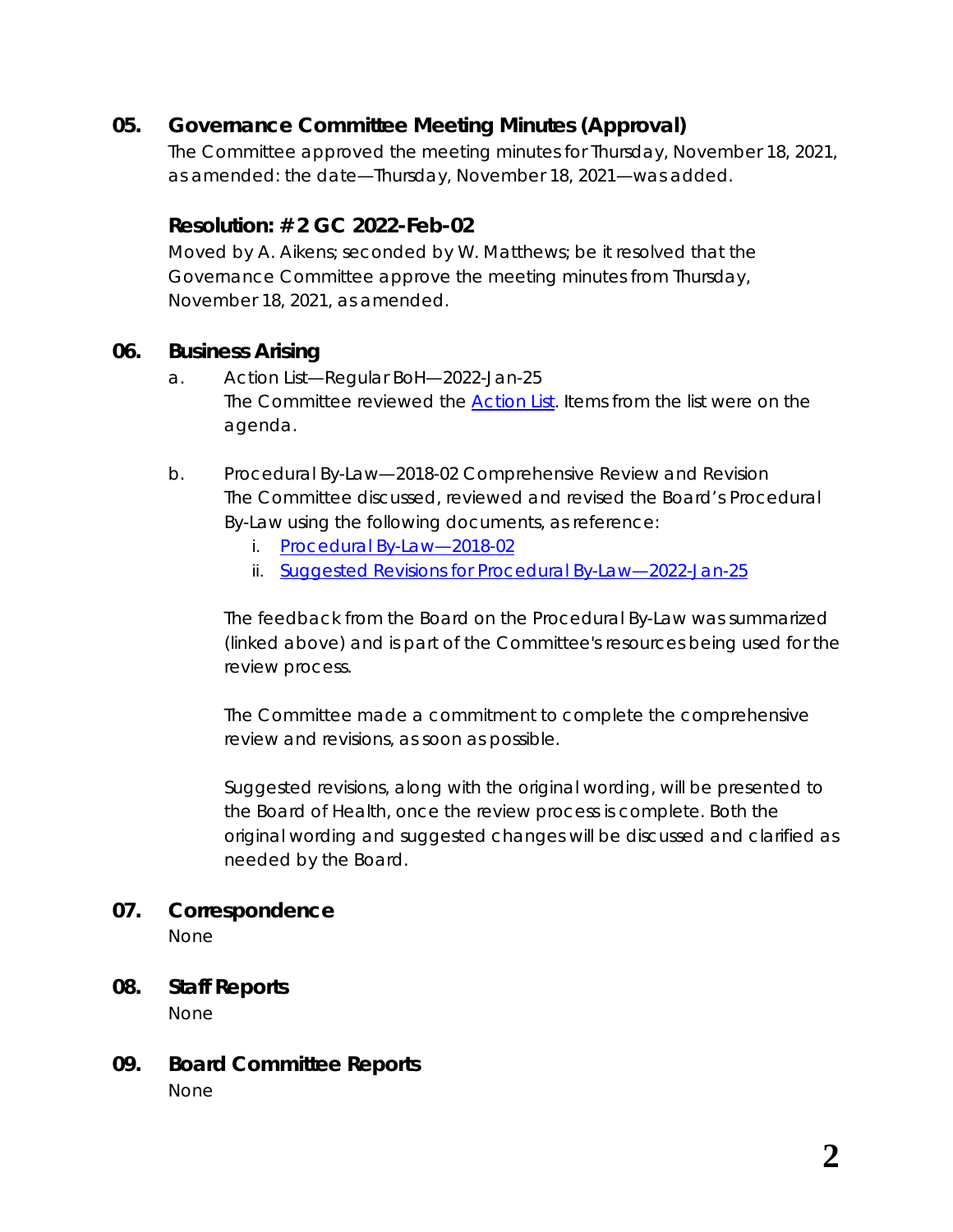## 05. Governance Committee Meeting Minutes (Approval)

The Committee approved the meeting minutes for Thursday, November 18, 2021, as amended: the date—Thursday, November 18, 2021—was added.

### Resolution: # 2 GC 2022-Feb-02

Moved by A. Aikens; seconded by W. Matthews; be it resolved that the Governance Committee approve the meeting minutes from Thursday, November 18, 2021, as amended.

## 06. Business Arising

a. Action List—Regular BoH—2022-Jan-25
   The Committee reviewed the Action List. Items from the list were on the agenda.

b. Procedural By-Law—2018-02 Comprehensive Review and Revision
   The Committee discussed, reviewed and revised the Board's Procedural By-Law using the following documents, as reference:

   i. Procedural By-Law—2018-02
   ii. Suggested Revisions for Procedural By-Law—2022-Jan-25

   The feedback from the Board on the Procedural By-Law was summarized (linked above) and is part of the Committee's resources being used for the review process.

   The Committee made a commitment to complete the comprehensive review and revisions, as soon as possible.

   Suggested revisions, along with the original wording, will be presented to the Board of Health, once the review process is complete. Both the original wording and suggested changes will be discussed and clarified as needed by the Board.

## 07. Correspondence

None

## 08. Staff Reports

None

## 09. Board Committee Reports

None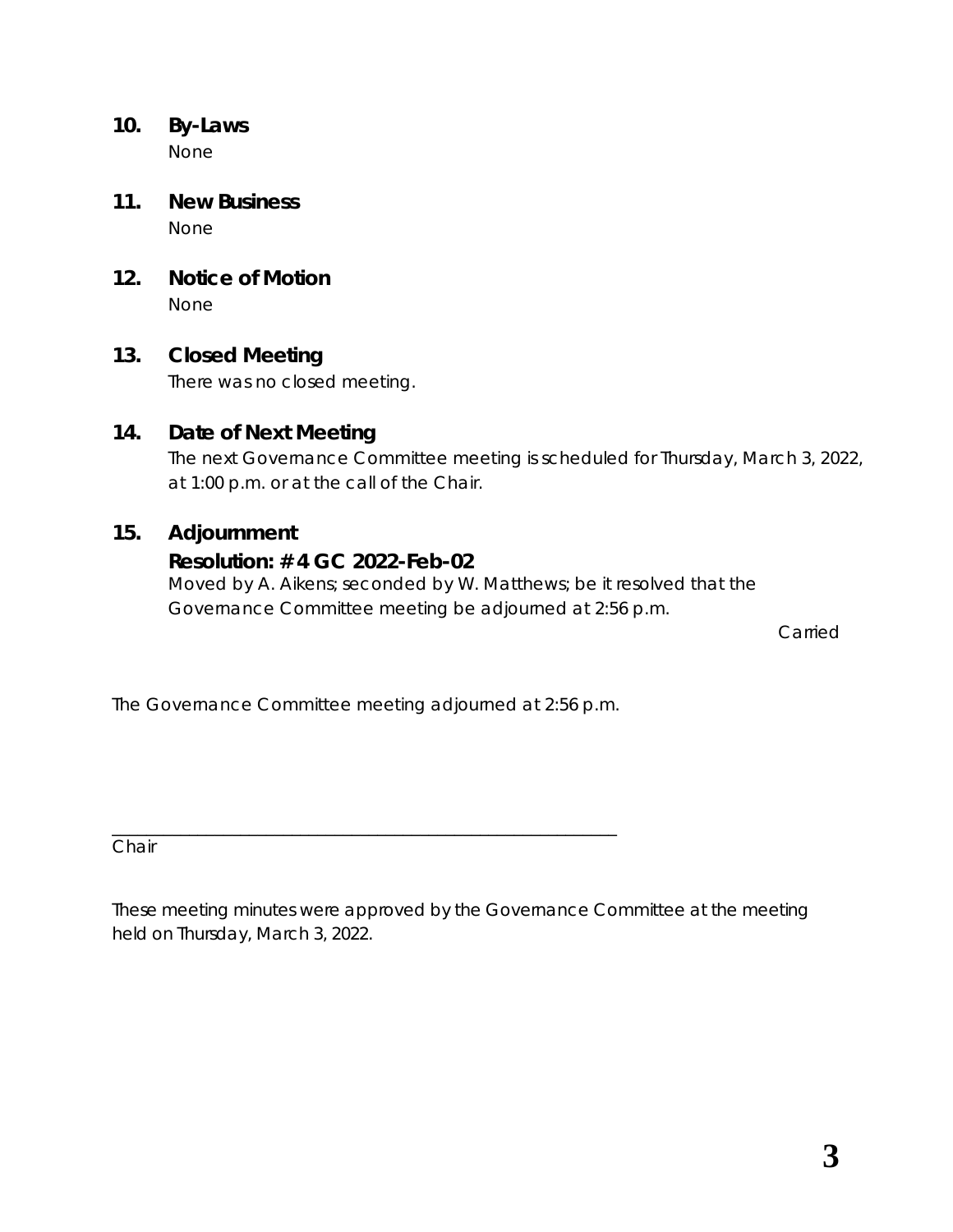## 10. By-Laws

None

## 11. New Business

None

## 12. Notice of Motion

None

## 13. Closed Meeting

There was no closed meeting.

## 14. Date of Next Meeting

The next Governance Committee meeting is scheduled for Thursday, March 3, 2022, at 1:00 p.m. or at the call of the Chair.

## 15. Adjournment

**Resolution: # 4 GC 2022-Feb-02**

Moved by A. Aikens; seconded by W. Matthews; be it resolved that the Governance Committee meeting be adjourned at 2:56 p.m.

Carried

The Governance Committee meeting adjourned at 2:56 p.m.

\_\_\_\_\_\_\_\_\_\_\_\_\_\_\_\_\_\_\_\_\_\_\_\_\_\_\_\_\_\_\_\_\_\_\_\_\_\_\_\_\_\_\_\_\_\_\_\_

Chair

These meeting minutes were approved by the Governance Committee at the meeting held on Thursday, March 3, 2022.